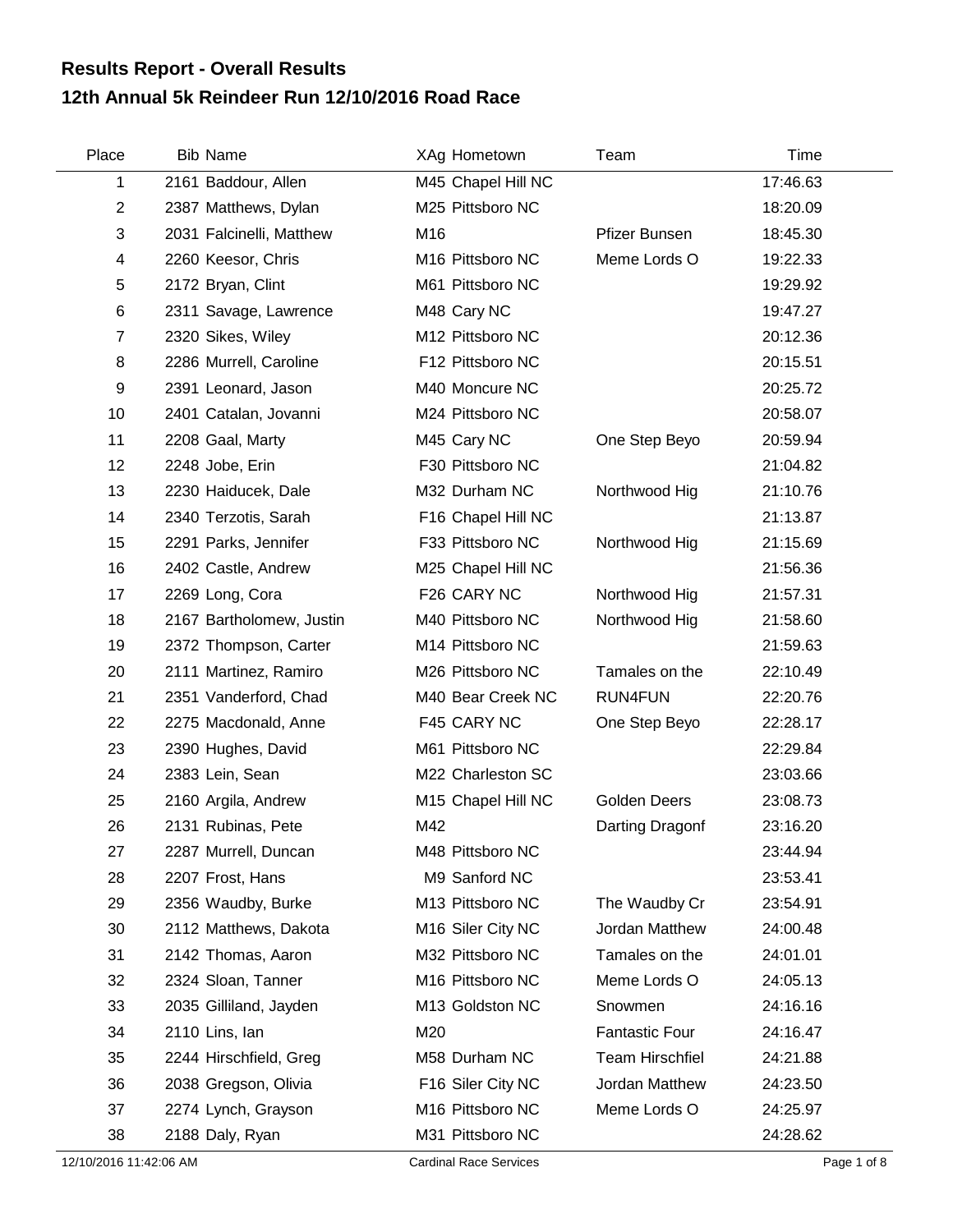# Results Report - Overall Results

## 12th Annual 5k Reindeer Run 12/10/2016 Road Race

| Place | Bib | Name | XAg | Hometown | Team | Time |
|---|---|---|---|---|---|---|
| 1 | 2161 | Baddour, Allen | M45 | Chapel Hill NC | | 17:46.63 |
| 2 | 2387 | Matthews, Dylan | M25 | Pittsboro NC | | 18:20.09 |
| 3 | 2031 | Falcinelli, Matthew | M16 | | Pfizer Bunsen | 18:45.30 |
| 4 | 2260 | Keesor, Chris | M16 | Pittsboro NC | Meme Lords O | 19:22.33 |
| 5 | 2172 | Bryan, Clint | M61 | Pittsboro NC | | 19:29.92 |
| 6 | 2311 | Savage, Lawrence | M48 | Cary NC | | 19:47.27 |
| 7 | 2320 | Sikes, Wiley | M12 | Pittsboro NC | | 20:12.36 |
| 8 | 2286 | Murrell, Caroline | F12 | Pittsboro NC | | 20:15.51 |
| 9 | 2391 | Leonard, Jason | M40 | Moncure NC | | 20:25.72 |
| 10 | 2401 | Catalan, Jovanni | M24 | Pittsboro NC | | 20:58.07 |
| 11 | 2208 | Gaal, Marty | M45 | Cary NC | One Step Beyo | 20:59.94 |
| 12 | 2248 | Jobe, Erin | F30 | Pittsboro NC | | 21:04.82 |
| 13 | 2230 | Haiducek, Dale | M32 | Durham NC | Northwood Hig | 21:10.76 |
| 14 | 2340 | Terzotis, Sarah | F16 | Chapel Hill NC | | 21:13.87 |
| 15 | 2291 | Parks, Jennifer | F33 | Pittsboro NC | Northwood Hig | 21:15.69 |
| 16 | 2402 | Castle, Andrew | M25 | Chapel Hill NC | | 21:56.36 |
| 17 | 2269 | Long, Cora | F26 | CARY NC | Northwood Hig | 21:57.31 |
| 18 | 2167 | Bartholomew, Justin | M40 | Pittsboro NC | Northwood Hig | 21:58.60 |
| 19 | 2372 | Thompson, Carter | M14 | Pittsboro NC | | 21:59.63 |
| 20 | 2111 | Martinez, Ramiro | M26 | Pittsboro NC | Tamales on the | 22:10.49 |
| 21 | 2351 | Vanderford, Chad | M40 | Bear Creek NC | RUN4FUN | 22:20.76 |
| 22 | 2275 | Macdonald, Anne | F45 | CARY NC | One Step Beyo | 22:28.17 |
| 23 | 2390 | Hughes, David | M61 | Pittsboro NC | | 22:29.84 |
| 24 | 2383 | Lein, Sean | M22 | Charleston SC | | 23:03.66 |
| 25 | 2160 | Argila, Andrew | M15 | Chapel Hill NC | Golden Deers | 23:08.73 |
| 26 | 2131 | Rubinas, Pete | M42 | | Darting Dragonf | 23:16.20 |
| 27 | 2287 | Murrell, Duncan | M48 | Pittsboro NC | | 23:44.94 |
| 28 | 2207 | Frost, Hans | M9 | Sanford NC | | 23:53.41 |
| 29 | 2356 | Waudby, Burke | M13 | Pittsboro NC | The Waudby Cr | 23:54.91 |
| 30 | 2112 | Matthews, Dakota | M16 | Siler City NC | Jordan Matthew | 24:00.48 |
| 31 | 2142 | Thomas, Aaron | M32 | Pittsboro NC | Tamales on the | 24:01.01 |
| 32 | 2324 | Sloan, Tanner | M16 | Pittsboro NC | Meme Lords O | 24:05.13 |
| 33 | 2035 | Gilliland, Jayden | M13 | Goldston NC | Snowmen | 24:16.16 |
| 34 | 2110 | Lins, Ian | M20 | | Fantastic Four | 24:16.47 |
| 35 | 2244 | Hirschfield, Greg | M58 | Durham NC | Team Hirschfiel | 24:21.88 |
| 36 | 2038 | Gregson, Olivia | F16 | Siler City NC | Jordan Matthew | 24:23.50 |
| 37 | 2274 | Lynch, Grayson | M16 | Pittsboro NC | Meme Lords O | 24:25.97 |
| 38 | 2188 | Daly, Ryan | M31 | Pittsboro NC | | 24:28.62 |

12/10/2016 11:42:06 AM Cardinal Race Services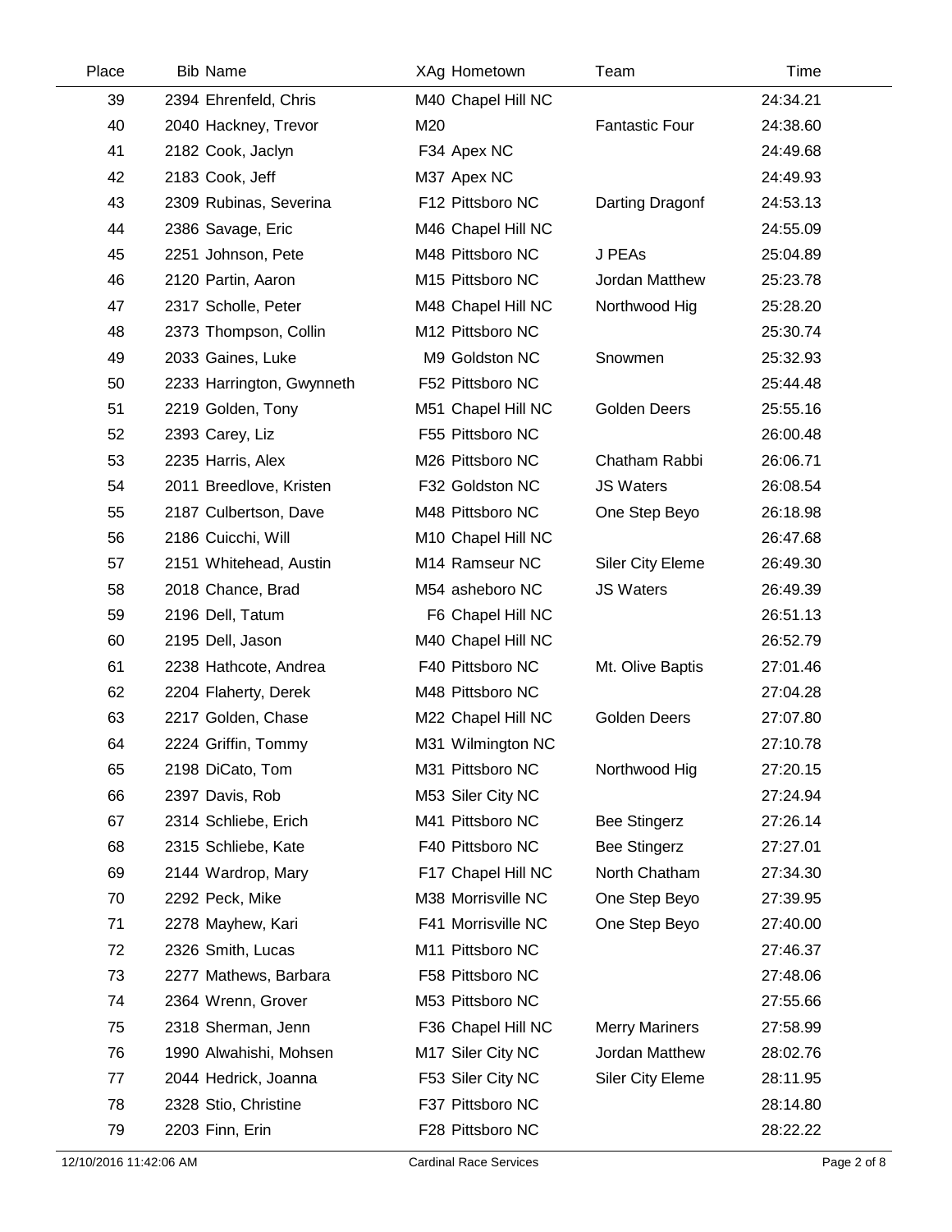| Place | Bib | Name | XAg | Hometown | Team | Time |
|---|---|---|---|---|---|---|
| 39 | 2394 | Ehrenfeld, Chris | M40 | Chapel Hill NC | | 24:34.21 |
| 40 | 2040 | Hackney, Trevor | M20 | | Fantastic Four | 24:38.60 |
| 41 | 2182 | Cook, Jaclyn | F34 | Apex NC | | 24:49.68 |
| 42 | 2183 | Cook, Jeff | M37 | Apex NC | | 24:49.93 |
| 43 | 2309 | Rubinas, Severina | F12 | Pittsboro NC | Darting Dragonf | 24:53.13 |
| 44 | 2386 | Savage, Eric | M46 | Chapel Hill NC | | 24:55.09 |
| 45 | 2251 | Johnson, Pete | M48 | Pittsboro NC | J PEAs | 25:04.89 |
| 46 | 2120 | Partin, Aaron | M15 | Pittsboro NC | Jordan Matthew | 25:23.78 |
| 47 | 2317 | Scholle, Peter | M48 | Chapel Hill NC | Northwood Hig | 25:28.20 |
| 48 | 2373 | Thompson, Collin | M12 | Pittsboro NC | | 25:30.74 |
| 49 | 2033 | Gaines, Luke | M9 | Goldston NC | Snowmen | 25:32.93 |
| 50 | 2233 | Harrington, Gwynneth | F52 | Pittsboro NC | | 25:44.48 |
| 51 | 2219 | Golden, Tony | M51 | Chapel Hill NC | Golden Deers | 25:55.16 |
| 52 | 2393 | Carey, Liz | F55 | Pittsboro NC | | 26:00.48 |
| 53 | 2235 | Harris, Alex | M26 | Pittsboro NC | Chatham Rabbi | 26:06.71 |
| 54 | 2011 | Breedlove, Kristen | F32 | Goldston NC | JS Waters | 26:08.54 |
| 55 | 2187 | Culbertson, Dave | M48 | Pittsboro NC | One Step Beyo | 26:18.98 |
| 56 | 2186 | Cuicchi, Will | M10 | Chapel Hill NC | | 26:47.68 |
| 57 | 2151 | Whitehead, Austin | M14 | Ramseur NC | Siler City Eleme | 26:49.30 |
| 58 | 2018 | Chance, Brad | M54 | asheboro NC | JS Waters | 26:49.39 |
| 59 | 2196 | Dell, Tatum | F6 | Chapel Hill NC | | 26:51.13 |
| 60 | 2195 | Dell, Jason | M40 | Chapel Hill NC | | 26:52.79 |
| 61 | 2238 | Hathcote, Andrea | F40 | Pittsboro NC | Mt. Olive Baptis | 27:01.46 |
| 62 | 2204 | Flaherty, Derek | M48 | Pittsboro NC | | 27:04.28 |
| 63 | 2217 | Golden, Chase | M22 | Chapel Hill NC | Golden Deers | 27:07.80 |
| 64 | 2224 | Griffin, Tommy | M31 | Wilmington NC | | 27:10.78 |
| 65 | 2198 | DiCato, Tom | M31 | Pittsboro NC | Northwood Hig | 27:20.15 |
| 66 | 2397 | Davis, Rob | M53 | Siler City NC | | 27:24.94 |
| 67 | 2314 | Schliebe, Erich | M41 | Pittsboro NC | Bee Stingerz | 27:26.14 |
| 68 | 2315 | Schliebe, Kate | F40 | Pittsboro NC | Bee Stingerz | 27:27.01 |
| 69 | 2144 | Wardrop, Mary | F17 | Chapel Hill NC | North Chatham | 27:34.30 |
| 70 | 2292 | Peck, Mike | M38 | Morrisville NC | One Step Beyo | 27:39.95 |
| 71 | 2278 | Mayhew, Kari | F41 | Morrisville NC | One Step Beyo | 27:40.00 |
| 72 | 2326 | Smith, Lucas | M11 | Pittsboro NC | | 27:46.37 |
| 73 | 2277 | Mathews, Barbara | F58 | Pittsboro NC | | 27:48.06 |
| 74 | 2364 | Wrenn, Grover | M53 | Pittsboro NC | | 27:55.66 |
| 75 | 2318 | Sherman, Jenn | F36 | Chapel Hill NC | Merry Mariners | 27:58.99 |
| 76 | 1990 | Alwahishi, Mohsen | M17 | Siler City NC | Jordan Matthew | 28:02.76 |
| 77 | 2044 | Hedrick, Joanna | F53 | Siler City NC | Siler City Eleme | 28:11.95 |
| 78 | 2328 | Stio, Christine | F37 | Pittsboro NC | | 28:14.80 |
| 79 | 2203 | Finn, Erin | F28 | Pittsboro NC | | 28:22.22 |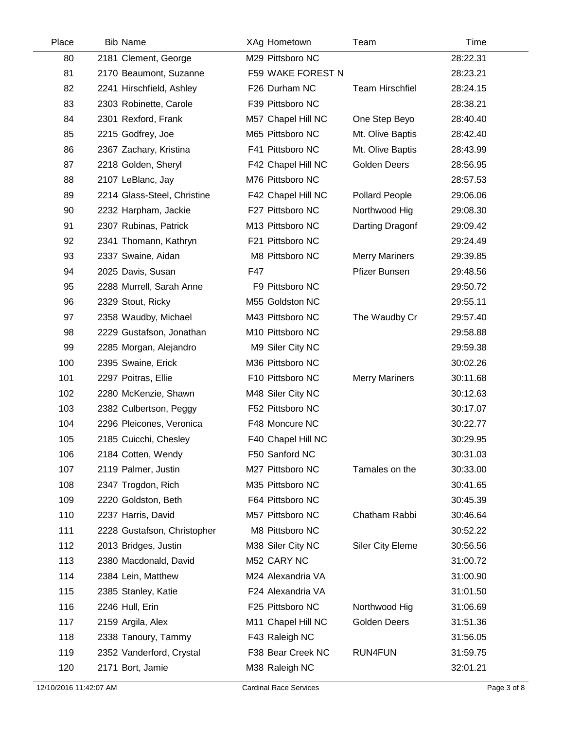| Place | Bib | Name | XAg | Hometown | Team | Time |
|---|---|---|---|---|---|---|
| 80 | 2181 | Clement, George | M29 | Pittsboro NC | | 28:22.31 |
| 81 | 2170 | Beaumont, Suzanne | F59 | WAKE FOREST N | | 28:23.21 |
| 82 | 2241 | Hirschfield, Ashley | F26 | Durham NC | Team Hirschfiel | 28:24.15 |
| 83 | 2303 | Robinette, Carole | F39 | Pittsboro NC | | 28:38.21 |
| 84 | 2301 | Rexford, Frank | M57 | Chapel Hill NC | One Step Beyo | 28:40.40 |
| 85 | 2215 | Godfrey, Joe | M65 | Pittsboro NC | Mt. Olive Baptis | 28:42.40 |
| 86 | 2367 | Zachary, Kristina | F41 | Pittsboro NC | Mt. Olive Baptis | 28:43.99 |
| 87 | 2218 | Golden, Sheryl | F42 | Chapel Hill NC | Golden Deers | 28:56.95 |
| 88 | 2107 | LeBlanc, Jay | M76 | Pittsboro NC | | 28:57.53 |
| 89 | 2214 | Glass-Steel, Christine | F42 | Chapel Hill NC | Pollard People | 29:06.06 |
| 90 | 2232 | Harpham, Jackie | F27 | Pittsboro NC | Northwood Hig | 29:08.30 |
| 91 | 2307 | Rubinas, Patrick | M13 | Pittsboro NC | Darting Dragonf | 29:09.42 |
| 92 | 2341 | Thomann, Kathryn | F21 | Pittsboro NC | | 29:24.49 |
| 93 | 2337 | Swaine, Aidan | M8 | Pittsboro NC | Merry Mariners | 29:39.85 |
| 94 | 2025 | Davis, Susan | F47 | | Pfizer Bunsen | 29:48.56 |
| 95 | 2288 | Murrell, Sarah Anne | F9 | Pittsboro NC | | 29:50.72 |
| 96 | 2329 | Stout, Ricky | M55 | Goldston NC | | 29:55.11 |
| 97 | 2358 | Waudby, Michael | M43 | Pittsboro NC | The Waudby Cr | 29:57.40 |
| 98 | 2229 | Gustafson, Jonathan | M10 | Pittsboro NC | | 29:58.88 |
| 99 | 2285 | Morgan, Alejandro | M9 | Siler City NC | | 29:59.38 |
| 100 | 2395 | Swaine, Erick | M36 | Pittsboro NC | | 30:02.26 |
| 101 | 2297 | Poitras, Ellie | F10 | Pittsboro NC | Merry Mariners | 30:11.68 |
| 102 | 2280 | McKenzie, Shawn | M48 | Siler City NC | | 30:12.63 |
| 103 | 2382 | Culbertson, Peggy | F52 | Pittsboro NC | | 30:17.07 |
| 104 | 2296 | Pleicones, Veronica | F48 | Moncure NC | | 30:22.77 |
| 105 | 2185 | Cuicchi, Chesley | F40 | Chapel Hill NC | | 30:29.95 |
| 106 | 2184 | Cotten, Wendy | F50 | Sanford NC | | 30:31.03 |
| 107 | 2119 | Palmer, Justin | M27 | Pittsboro NC | Tamales on the | 30:33.00 |
| 108 | 2347 | Trogdon, Rich | M35 | Pittsboro NC | | 30:41.65 |
| 109 | 2220 | Goldston, Beth | F64 | Pittsboro NC | | 30:45.39 |
| 110 | 2237 | Harris, David | M57 | Pittsboro NC | Chatham Rabbi | 30:46.64 |
| 111 | 2228 | Gustafson, Christopher | M8 | Pittsboro NC | | 30:52.22 |
| 112 | 2013 | Bridges, Justin | M38 | Siler City NC | Siler City Eleme | 30:56.56 |
| 113 | 2380 | Macdonald, David | M52 | CARY NC | | 31:00.72 |
| 114 | 2384 | Lein, Matthew | M24 | Alexandria VA | | 31:00.90 |
| 115 | 2385 | Stanley, Katie | F24 | Alexandria VA | | 31:01.50 |
| 116 | 2246 | Hull, Erin | F25 | Pittsboro NC | Northwood Hig | 31:06.69 |
| 117 | 2159 | Argila, Alex | M11 | Chapel Hill NC | Golden Deers | 31:51.36 |
| 118 | 2338 | Tanoury, Tammy | F43 | Raleigh NC | | 31:56.05 |
| 119 | 2352 | Vanderford, Crystal | F38 | Bear Creek NC | RUN4FUN | 31:59.75 |
| 120 | 2171 | Bort, Jamie | M38 | Raleigh NC | | 32:01.21 |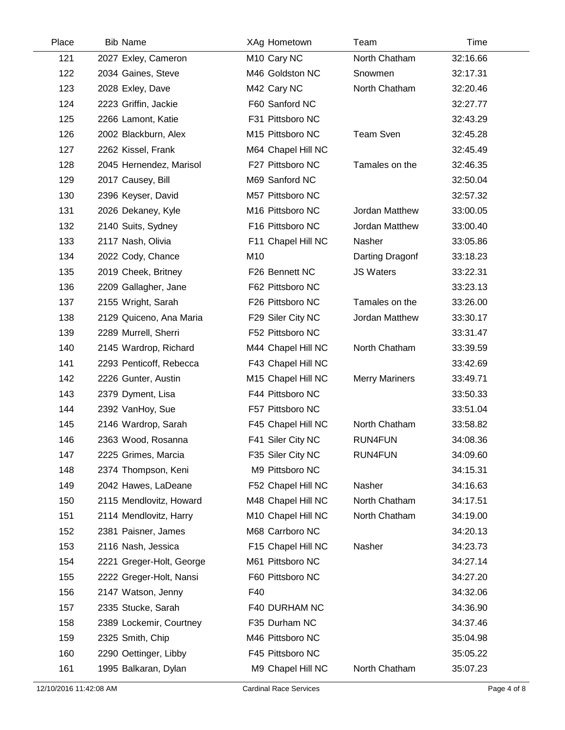| Place | Bib | Name | XAg | Hometown | Team | Time |
|---|---|---|---|---|---|---|
| 121 | 2027 | Exley, Cameron | M10 | Cary NC | North Chatham | 32:16.66 |
| 122 | 2034 | Gaines, Steve | M46 | Goldston NC | Snowmen | 32:17.31 |
| 123 | 2028 | Exley, Dave | M42 | Cary NC | North Chatham | 32:20.46 |
| 124 | 2223 | Griffin, Jackie | F60 | Sanford NC | | 32:27.77 |
| 125 | 2266 | Lamont, Katie | F31 | Pittsboro NC | | 32:43.29 |
| 126 | 2002 | Blackburn, Alex | M15 | Pittsboro NC | Team Sven | 32:45.28 |
| 127 | 2262 | Kissel, Frank | M64 | Chapel Hill NC | | 32:45.49 |
| 128 | 2045 | Hernendez, Marisol | F27 | Pittsboro NC | Tamales on the | 32:46.35 |
| 129 | 2017 | Causey, Bill | M69 | Sanford NC | | 32:50.04 |
| 130 | 2396 | Keyser, David | M57 | Pittsboro NC | | 32:57.32 |
| 131 | 2026 | Dekaney, Kyle | M16 | Pittsboro NC | Jordan Matthew | 33:00.05 |
| 132 | 2140 | Suits, Sydney | F16 | Pittsboro NC | Jordan Matthew | 33:00.40 |
| 133 | 2117 | Nash, Olivia | F11 | Chapel Hill NC | Nasher | 33:05.86 |
| 134 | 2022 | Cody, Chance | M10 | | Darting Dragonf | 33:18.23 |
| 135 | 2019 | Cheek, Britney | F26 | Bennett NC | JS Waters | 33:22.31 |
| 136 | 2209 | Gallagher, Jane | F62 | Pittsboro NC | | 33:23.13 |
| 137 | 2155 | Wright, Sarah | F26 | Pittsboro NC | Tamales on the | 33:26.00 |
| 138 | 2129 | Quiceno, Ana Maria | F29 | Siler City NC | Jordan Matthew | 33:30.17 |
| 139 | 2289 | Murrell, Sherri | F52 | Pittsboro NC | | 33:31.47 |
| 140 | 2145 | Wardrop, Richard | M44 | Chapel Hill NC | North Chatham | 33:39.59 |
| 141 | 2293 | Penticoff, Rebecca | F43 | Chapel Hill NC | | 33:42.69 |
| 142 | 2226 | Gunter, Austin | M15 | Chapel Hill NC | Merry Mariners | 33:49.71 |
| 143 | 2379 | Dyment, Lisa | F44 | Pittsboro NC | | 33:50.33 |
| 144 | 2392 | VanHoy, Sue | F57 | Pittsboro NC | | 33:51.04 |
| 145 | 2146 | Wardrop, Sarah | F45 | Chapel Hill NC | North Chatham | 33:58.82 |
| 146 | 2363 | Wood, Rosanna | F41 | Siler City NC | RUN4FUN | 34:08.36 |
| 147 | 2225 | Grimes, Marcia | F35 | Siler City NC | RUN4FUN | 34:09.60 |
| 148 | 2374 | Thompson, Keni | M9 | Pittsboro NC | | 34:15.31 |
| 149 | 2042 | Hawes, LaDeane | F52 | Chapel Hill NC | Nasher | 34:16.63 |
| 150 | 2115 | Mendlovitz, Howard | M48 | Chapel Hill NC | North Chatham | 34:17.51 |
| 151 | 2114 | Mendlovitz, Harry | M10 | Chapel Hill NC | North Chatham | 34:19.00 |
| 152 | 2381 | Paisner, James | M68 | Carrboro NC | | 34:20.13 |
| 153 | 2116 | Nash, Jessica | F15 | Chapel Hill NC | Nasher | 34:23.73 |
| 154 | 2221 | Greger-Holt, George | M61 | Pittsboro NC | | 34:27.14 |
| 155 | 2222 | Greger-Holt, Nansi | F60 | Pittsboro NC | | 34:27.20 |
| 156 | 2147 | Watson, Jenny | F40 | | | 34:32.06 |
| 157 | 2335 | Stucke, Sarah | F40 | DURHAM NC | | 34:36.90 |
| 158 | 2389 | Lockemir, Courtney | F35 | Durham NC | | 34:37.46 |
| 159 | 2325 | Smith, Chip | M46 | Pittsboro NC | | 35:04.98 |
| 160 | 2290 | Oettinger, Libby | F45 | Pittsboro NC | | 35:05.22 |
| 161 | 1995 | Balkaran, Dylan | M9 | Chapel Hill NC | North Chatham | 35:07.23 |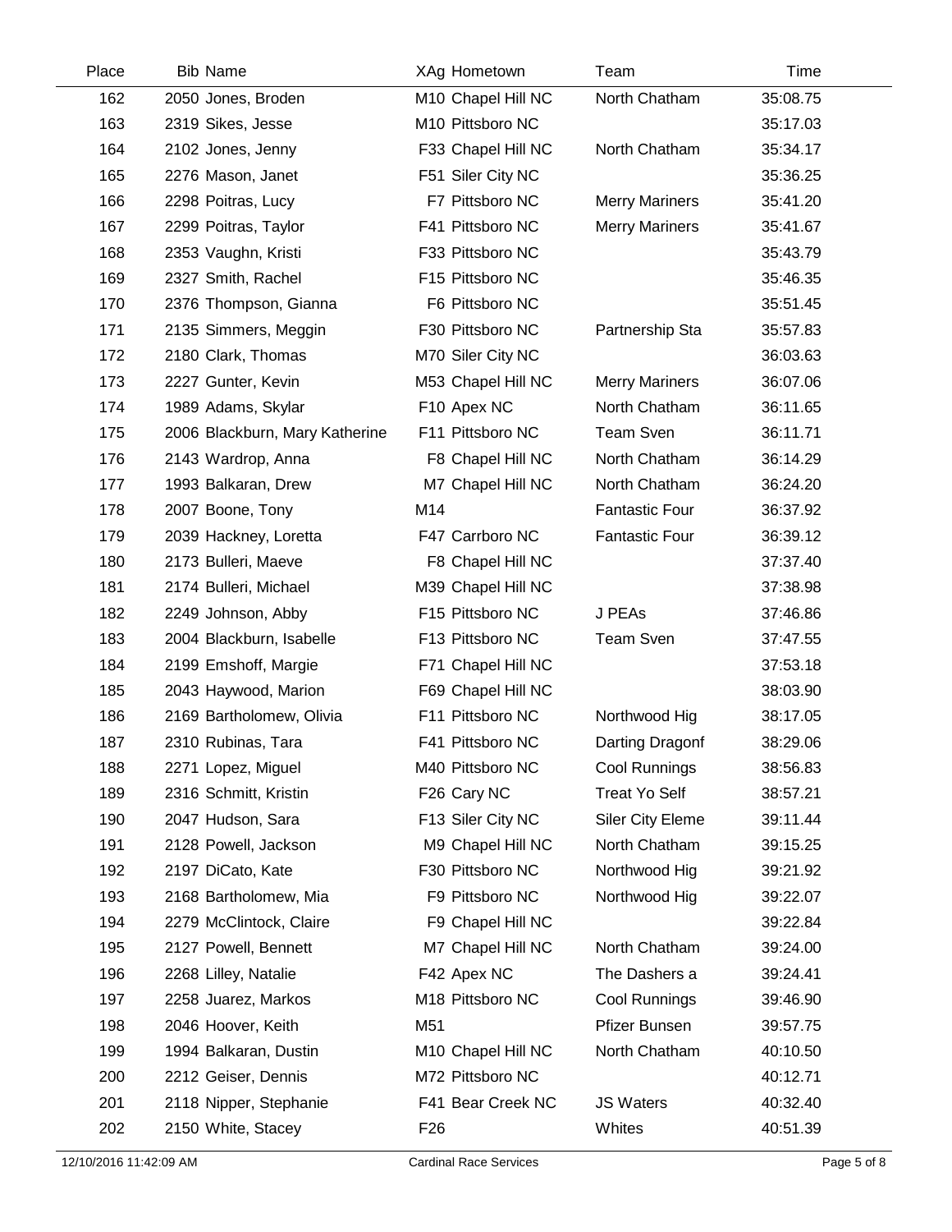| Place | Bib | Name | XAg | Hometown | Team | Time |
|---|---|---|---|---|---|---|
| 162 | 2050 | Jones, Broden | M10 | Chapel Hill NC | North Chatham | 35:08.75 |
| 163 | 2319 | Sikes, Jesse | M10 | Pittsboro NC | | 35:17.03 |
| 164 | 2102 | Jones, Jenny | F33 | Chapel Hill NC | North Chatham | 35:34.17 |
| 165 | 2276 | Mason, Janet | F51 | Siler City NC | | 35:36.25 |
| 166 | 2298 | Poitras, Lucy | F7 | Pittsboro NC | Merry Mariners | 35:41.20 |
| 167 | 2299 | Poitras, Taylor | F41 | Pittsboro NC | Merry Mariners | 35:41.67 |
| 168 | 2353 | Vaughn, Kristi | F33 | Pittsboro NC | | 35:43.79 |
| 169 | 2327 | Smith, Rachel | F15 | Pittsboro NC | | 35:46.35 |
| 170 | 2376 | Thompson, Gianna | F6 | Pittsboro NC | | 35:51.45 |
| 171 | 2135 | Simmers, Meggin | F30 | Pittsboro NC | Partnership Sta | 35:57.83 |
| 172 | 2180 | Clark, Thomas | M70 | Siler City NC | | 36:03.63 |
| 173 | 2227 | Gunter, Kevin | M53 | Chapel Hill NC | Merry Mariners | 36:07.06 |
| 174 | 1989 | Adams, Skylar | F10 | Apex NC | North Chatham | 36:11.65 |
| 175 | 2006 | Blackburn, Mary Katherine | F11 | Pittsboro NC | Team Sven | 36:11.71 |
| 176 | 2143 | Wardrop, Anna | F8 | Chapel Hill NC | North Chatham | 36:14.29 |
| 177 | 1993 | Balkaran, Drew | M7 | Chapel Hill NC | North Chatham | 36:24.20 |
| 178 | 2007 | Boone, Tony | M14 | | Fantastic Four | 36:37.92 |
| 179 | 2039 | Hackney, Loretta | F47 | Carrboro NC | Fantastic Four | 36:39.12 |
| 180 | 2173 | Bulleri, Maeve | F8 | Chapel Hill NC | | 37:37.40 |
| 181 | 2174 | Bulleri, Michael | M39 | Chapel Hill NC | | 37:38.98 |
| 182 | 2249 | Johnson, Abby | F15 | Pittsboro NC | J PEAs | 37:46.86 |
| 183 | 2004 | Blackburn, Isabelle | F13 | Pittsboro NC | Team Sven | 37:47.55 |
| 184 | 2199 | Emshoff, Margie | F71 | Chapel Hill NC | | 37:53.18 |
| 185 | 2043 | Haywood, Marion | F69 | Chapel Hill NC | | 38:03.90 |
| 186 | 2169 | Bartholomew, Olivia | F11 | Pittsboro NC | Northwood Hig | 38:17.05 |
| 187 | 2310 | Rubinas, Tara | F41 | Pittsboro NC | Darting Dragonf | 38:29.06 |
| 188 | 2271 | Lopez, Miguel | M40 | Pittsboro NC | Cool Runnings | 38:56.83 |
| 189 | 2316 | Schmitt, Kristin | F26 | Cary NC | Treat Yo Self | 38:57.21 |
| 190 | 2047 | Hudson, Sara | F13 | Siler City NC | Siler City Eleme | 39:11.44 |
| 191 | 2128 | Powell, Jackson | M9 | Chapel Hill NC | North Chatham | 39:15.25 |
| 192 | 2197 | DiCato, Kate | F30 | Pittsboro NC | Northwood Hig | 39:21.92 |
| 193 | 2168 | Bartholomew, Mia | F9 | Pittsboro NC | Northwood Hig | 39:22.07 |
| 194 | 2279 | McClintock, Claire | F9 | Chapel Hill NC | | 39:22.84 |
| 195 | 2127 | Powell, Bennett | M7 | Chapel Hill NC | North Chatham | 39:24.00 |
| 196 | 2268 | Lilley, Natalie | F42 | Apex NC | The Dashers a | 39:24.41 |
| 197 | 2258 | Juarez, Markos | M18 | Pittsboro NC | Cool Runnings | 39:46.90 |
| 198 | 2046 | Hoover, Keith | M51 | | Pfizer Bunsen | 39:57.75 |
| 199 | 1994 | Balkaran, Dustin | M10 | Chapel Hill NC | North Chatham | 40:10.50 |
| 200 | 2212 | Geiser, Dennis | M72 | Pittsboro NC | | 40:12.71 |
| 201 | 2118 | Nipper, Stephanie | F41 | Bear Creek NC | JS Waters | 40:32.40 |
| 202 | 2150 | White, Stacey | F26 | | Whites | 40:51.39 |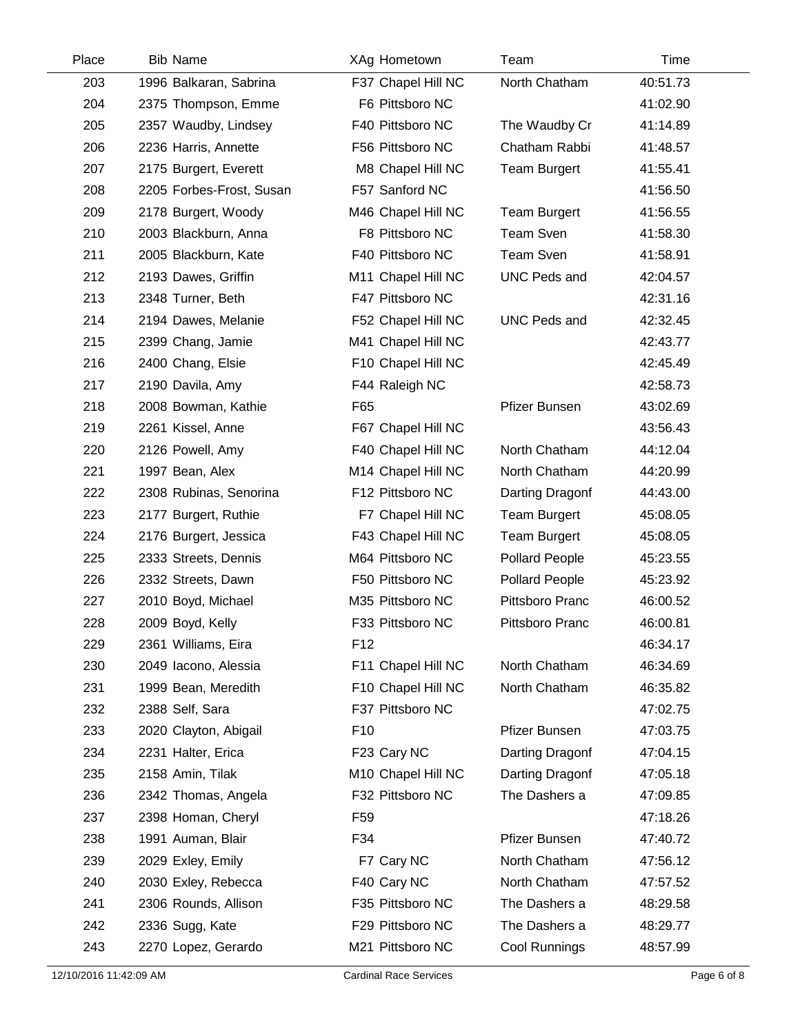| Place | Bib | Name | XAg | Hometown | Team | Time |
|---|---|---|---|---|---|---|
| 203 | 1996 | Balkaran, Sabrina | F37 | Chapel Hill NC | North Chatham | 40:51.73 |
| 204 | 2375 | Thompson, Emme | F6 | Pittsboro NC | | 41:02.90 |
| 205 | 2357 | Waudby, Lindsey | F40 | Pittsboro NC | The Waudby Cr | 41:14.89 |
| 206 | 2236 | Harris, Annette | F56 | Pittsboro NC | Chatham Rabbi | 41:48.57 |
| 207 | 2175 | Burgert, Everett | M8 | Chapel Hill NC | Team Burgert | 41:55.41 |
| 208 | 2205 | Forbes-Frost, Susan | F57 | Sanford NC | | 41:56.50 |
| 209 | 2178 | Burgert, Woody | M46 | Chapel Hill NC | Team Burgert | 41:56.55 |
| 210 | 2003 | Blackburn, Anna | F8 | Pittsboro NC | Team Sven | 41:58.30 |
| 211 | 2005 | Blackburn, Kate | F40 | Pittsboro NC | Team Sven | 41:58.91 |
| 212 | 2193 | Dawes, Griffin | M11 | Chapel Hill NC | UNC Peds and | 42:04.57 |
| 213 | 2348 | Turner, Beth | F47 | Pittsboro NC | | 42:31.16 |
| 214 | 2194 | Dawes, Melanie | F52 | Chapel Hill NC | UNC Peds and | 42:32.45 |
| 215 | 2399 | Chang, Jamie | M41 | Chapel Hill NC | | 42:43.77 |
| 216 | 2400 | Chang, Elsie | F10 | Chapel Hill NC | | 42:45.49 |
| 217 | 2190 | Davila, Amy | F44 | Raleigh NC | | 42:58.73 |
| 218 | 2008 | Bowman, Kathie | F65 | | Pfizer Bunsen | 43:02.69 |
| 219 | 2261 | Kissel, Anne | F67 | Chapel Hill NC | | 43:56.43 |
| 220 | 2126 | Powell, Amy | F40 | Chapel Hill NC | North Chatham | 44:12.04 |
| 221 | 1997 | Bean, Alex | M14 | Chapel Hill NC | North Chatham | 44:20.99 |
| 222 | 2308 | Rubinas, Senorina | F12 | Pittsboro NC | Darting Dragonf | 44:43.00 |
| 223 | 2177 | Burgert, Ruthie | F7 | Chapel Hill NC | Team Burgert | 45:08.05 |
| 224 | 2176 | Burgert, Jessica | F43 | Chapel Hill NC | Team Burgert | 45:08.05 |
| 225 | 2333 | Streets, Dennis | M64 | Pittsboro NC | Pollard People | 45:23.55 |
| 226 | 2332 | Streets, Dawn | F50 | Pittsboro NC | Pollard People | 45:23.92 |
| 227 | 2010 | Boyd, Michael | M35 | Pittsboro NC | Pittsboro Pranc | 46:00.52 |
| 228 | 2009 | Boyd, Kelly | F33 | Pittsboro NC | Pittsboro Pranc | 46:00.81 |
| 229 | 2361 | Williams, Eira | F12 | | | 46:34.17 |
| 230 | 2049 | Iacono, Alessia | F11 | Chapel Hill NC | North Chatham | 46:34.69 |
| 231 | 1999 | Bean, Meredith | F10 | Chapel Hill NC | North Chatham | 46:35.82 |
| 232 | 2388 | Self, Sara | F37 | Pittsboro NC | | 47:02.75 |
| 233 | 2020 | Clayton, Abigail | F10 | | Pfizer Bunsen | 47:03.75 |
| 234 | 2231 | Halter, Erica | F23 | Cary NC | Darting Dragonf | 47:04.15 |
| 235 | 2158 | Amin, Tilak | M10 | Chapel Hill NC | Darting Dragonf | 47:05.18 |
| 236 | 2342 | Thomas, Angela | F32 | Pittsboro NC | The Dashers a | 47:09.85 |
| 237 | 2398 | Homan, Cheryl | F59 | | | 47:18.26 |
| 238 | 1991 | Auman, Blair | F34 | | Pfizer Bunsen | 47:40.72 |
| 239 | 2029 | Exley, Emily | F7 | Cary NC | North Chatham | 47:56.12 |
| 240 | 2030 | Exley, Rebecca | F40 | Cary NC | North Chatham | 47:57.52 |
| 241 | 2306 | Rounds, Allison | F35 | Pittsboro NC | The Dashers a | 48:29.58 |
| 242 | 2336 | Sugg, Kate | F29 | Pittsboro NC | The Dashers a | 48:29.77 |
| 243 | 2270 | Lopez, Gerardo | M21 | Pittsboro NC | Cool Runnings | 48:57.99 |

12/10/2016 11:42:09 AM — Cardinal Race Services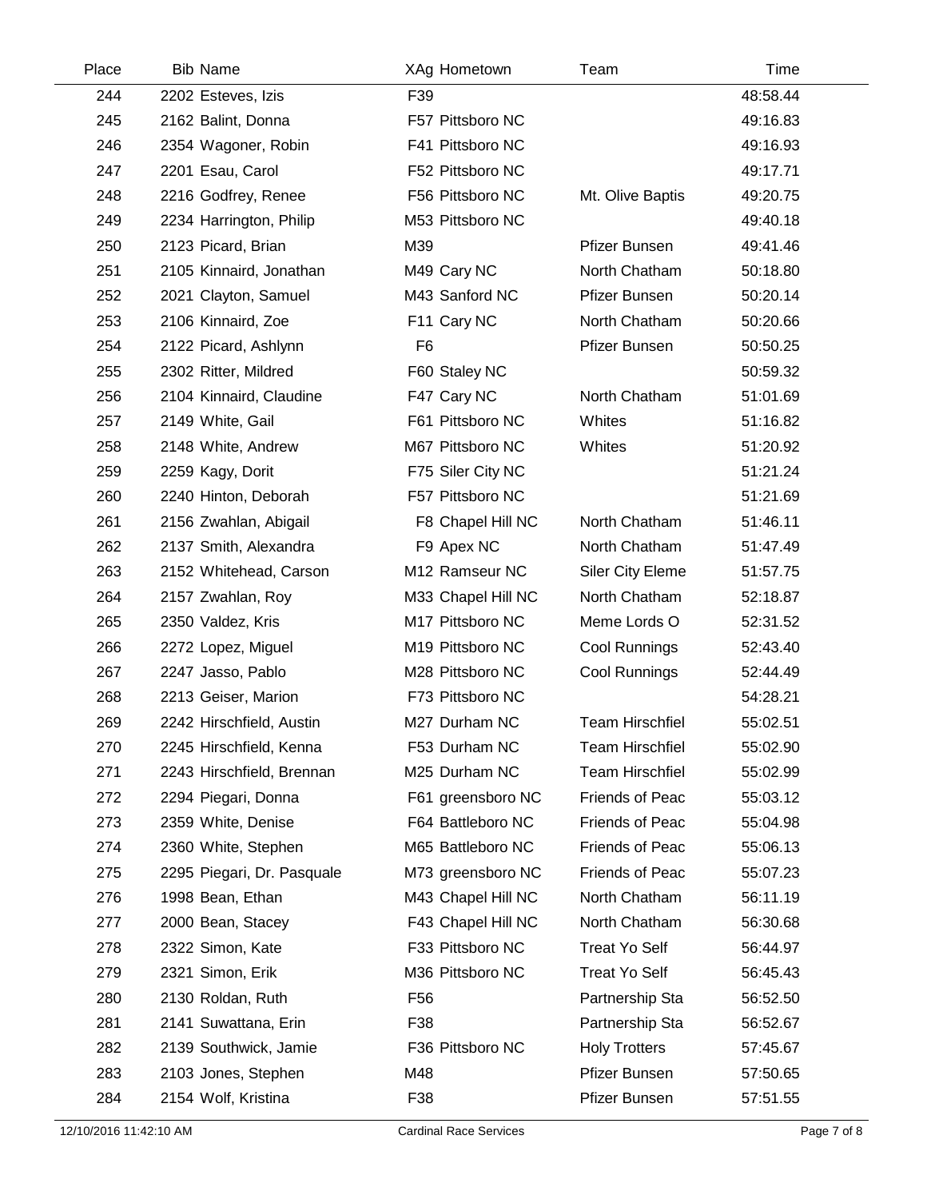| Place | Bib | Name | XAg | Hometown | Team | Time |
|---|---|---|---|---|---|---|
| 244 | 2202 | Esteves, Izis | F39 | | | 48:58.44 |
| 245 | 2162 | Balint, Donna | F57 | Pittsboro NC | | 49:16.83 |
| 246 | 2354 | Wagoner, Robin | F41 | Pittsboro NC | | 49:16.93 |
| 247 | 2201 | Esau, Carol | F52 | Pittsboro NC | | 49:17.71 |
| 248 | 2216 | Godfrey, Renee | F56 | Pittsboro NC | Mt. Olive Baptis | 49:20.75 |
| 249 | 2234 | Harrington, Philip | M53 | Pittsboro NC | | 49:40.18 |
| 250 | 2123 | Picard, Brian | M39 | | Pfizer Bunsen | 49:41.46 |
| 251 | 2105 | Kinnaird, Jonathan | M49 | Cary NC | North Chatham | 50:18.80 |
| 252 | 2021 | Clayton, Samuel | M43 | Sanford NC | Pfizer Bunsen | 50:20.14 |
| 253 | 2106 | Kinnaird, Zoe | F11 | Cary NC | North Chatham | 50:20.66 |
| 254 | 2122 | Picard, Ashlynn | F6 | | Pfizer Bunsen | 50:50.25 |
| 255 | 2302 | Ritter, Mildred | F60 | Staley NC | | 50:59.32 |
| 256 | 2104 | Kinnaird, Claudine | F47 | Cary NC | North Chatham | 51:01.69 |
| 257 | 2149 | White, Gail | F61 | Pittsboro NC | Whites | 51:16.82 |
| 258 | 2148 | White, Andrew | M67 | Pittsboro NC | Whites | 51:20.92 |
| 259 | 2259 | Kagy, Dorit | F75 | Siler City NC | | 51:21.24 |
| 260 | 2240 | Hinton, Deborah | F57 | Pittsboro NC | | 51:21.69 |
| 261 | 2156 | Zwahlan, Abigail | F8 | Chapel Hill NC | North Chatham | 51:46.11 |
| 262 | 2137 | Smith, Alexandra | F9 | Apex NC | North Chatham | 51:47.49 |
| 263 | 2152 | Whitehead, Carson | M12 | Ramseur NC | Siler City Eleme | 51:57.75 |
| 264 | 2157 | Zwahlan, Roy | M33 | Chapel Hill NC | North Chatham | 52:18.87 |
| 265 | 2350 | Valdez, Kris | M17 | Pittsboro NC | Meme Lords O | 52:31.52 |
| 266 | 2272 | Lopez, Miguel | M19 | Pittsboro NC | Cool Runnings | 52:43.40 |
| 267 | 2247 | Jasso, Pablo | M28 | Pittsboro NC | Cool Runnings | 52:44.49 |
| 268 | 2213 | Geiser, Marion | F73 | Pittsboro NC | | 54:28.21 |
| 269 | 2242 | Hirschfield, Austin | M27 | Durham NC | Team Hirschfiel | 55:02.51 |
| 270 | 2245 | Hirschfield, Kenna | F53 | Durham NC | Team Hirschfiel | 55:02.90 |
| 271 | 2243 | Hirschfield, Brennan | M25 | Durham NC | Team Hirschfiel | 55:02.99 |
| 272 | 2294 | Piegari, Donna | F61 | greensboro NC | Friends of Peac | 55:03.12 |
| 273 | 2359 | White, Denise | F64 | Battleboro NC | Friends of Peac | 55:04.98 |
| 274 | 2360 | White, Stephen | M65 | Battleboro NC | Friends of Peac | 55:06.13 |
| 275 | 2295 | Piegari, Dr. Pasquale | M73 | greensboro NC | Friends of Peac | 55:07.23 |
| 276 | 1998 | Bean, Ethan | M43 | Chapel Hill NC | North Chatham | 56:11.19 |
| 277 | 2000 | Bean, Stacey | F43 | Chapel Hill NC | North Chatham | 56:30.68 |
| 278 | 2322 | Simon, Kate | F33 | Pittsboro NC | Treat Yo Self | 56:44.97 |
| 279 | 2321 | Simon, Erik | M36 | Pittsboro NC | Treat Yo Self | 56:45.43 |
| 280 | 2130 | Roldan, Ruth | F56 | | Partnership Sta | 56:52.50 |
| 281 | 2141 | Suwattana, Erin | F38 | | Partnership Sta | 56:52.67 |
| 282 | 2139 | Southwick, Jamie | F36 | Pittsboro NC | Holy Trotters | 57:45.67 |
| 283 | 2103 | Jones, Stephen | M48 | | Pfizer Bunsen | 57:50.65 |
| 284 | 2154 | Wolf, Kristina | F38 | | Pfizer Bunsen | 57:51.55 |

12/10/2016 11:42:10 AM — Cardinal Race Services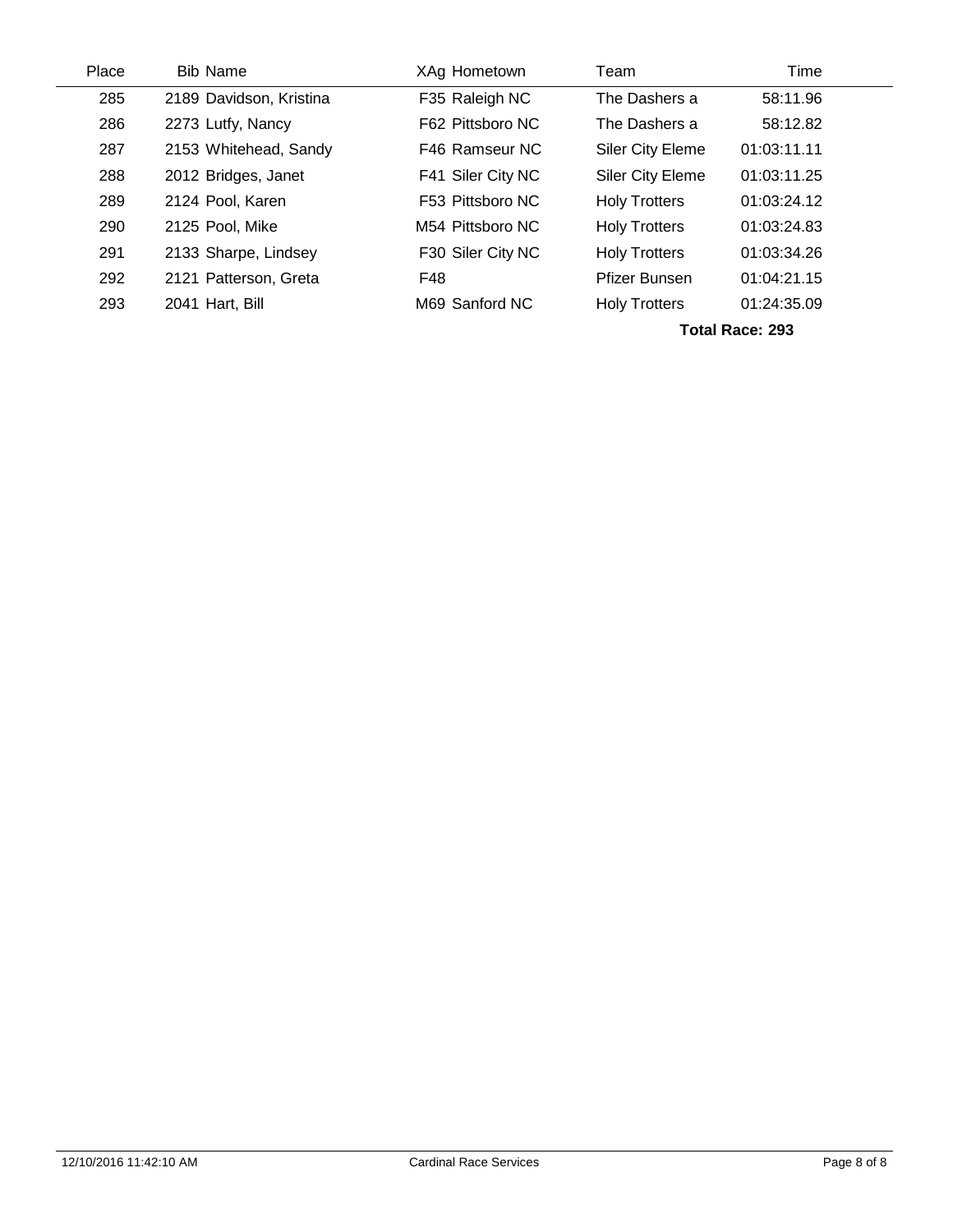| Place | Bib | Name | XAg | Hometown | Team | Time |
|---|---|---|---|---|---|---|
| 285 | 2189 | Davidson, Kristina | F35 | Raleigh NC | The Dashers a | 58:11.96 |
| 286 | 2273 | Lutfy, Nancy | F62 | Pittsboro NC | The Dashers a | 58:12.82 |
| 287 | 2153 | Whitehead, Sandy | F46 | Ramseur NC | Siler City Eleme | 01:03:11.11 |
| 288 | 2012 | Bridges, Janet | F41 | Siler City NC | Siler City Eleme | 01:03:11.25 |
| 289 | 2124 | Pool, Karen | F53 | Pittsboro NC | Holy Trotters | 01:03:24.12 |
| 290 | 2125 | Pool, Mike | M54 | Pittsboro NC | Holy Trotters | 01:03:24.83 |
| 291 | 2133 | Sharpe, Lindsey | F30 | Siler City NC | Holy Trotters | 01:03:34.26 |
| 292 | 2121 | Patterson, Greta | F48 | | Pfizer Bunsen | 01:04:21.15 |
| 293 | 2041 | Hart, Bill | M69 | Sanford NC | Holy Trotters | 01:24:35.09 |

**Total Race: 293**

12/10/2016 11:42:10 AM Cardinal Race Services